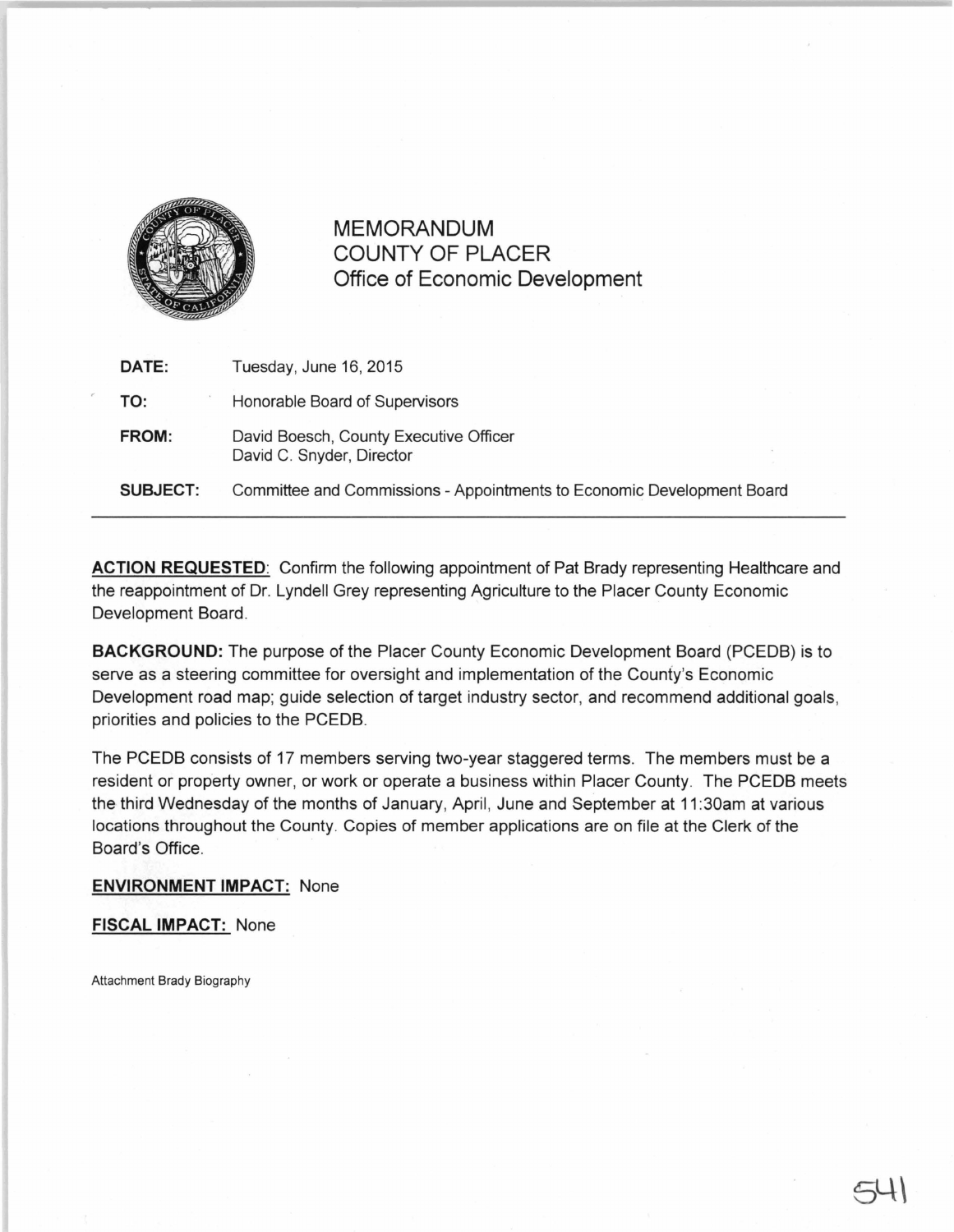# MEMORANDUM
## COUNTY OF PLACER
### Office of Economic Development

| | |
|---|---|
| **DATE:** | Tuesday, June 16, 2015 |
| **TO:** | Honorable Board of Supervisors |
| **FROM:** | David Boesch, County Executive Officer<br>David C. Snyder, Director |
| **SUBJECT:** | Committee and Commissions - Appointments to Economic Development Board |

---

**ACTION REQUESTED**: Confirm the following appointment of Pat Brady representing Healthcare and the reappointment of Dr. Lyndell Grey representing Agriculture to the Placer County Economic Development Board.

**BACKGROUND:** The purpose of the Placer County Economic Development Board (PCEDB) is to serve as a steering committee for oversight and implementation of the County's Economic Development road map; guide selection of target industry sector, and recommend additional goals, priorities and policies to the PCEDB.

The PCEDB consists of 17 members serving two-year staggered terms. The members must be a resident or property owner, or work or operate a business within Placer County. The PCEDB meets the third Wednesday of the months of January, April, June and September at 11:30am at various locations throughout the County. Copies of member applications are on file at the Clerk of the Board's Office.

**ENVIRONMENT IMPACT:** None

**FISCAL IMPACT:** None

Attachment Brady Biography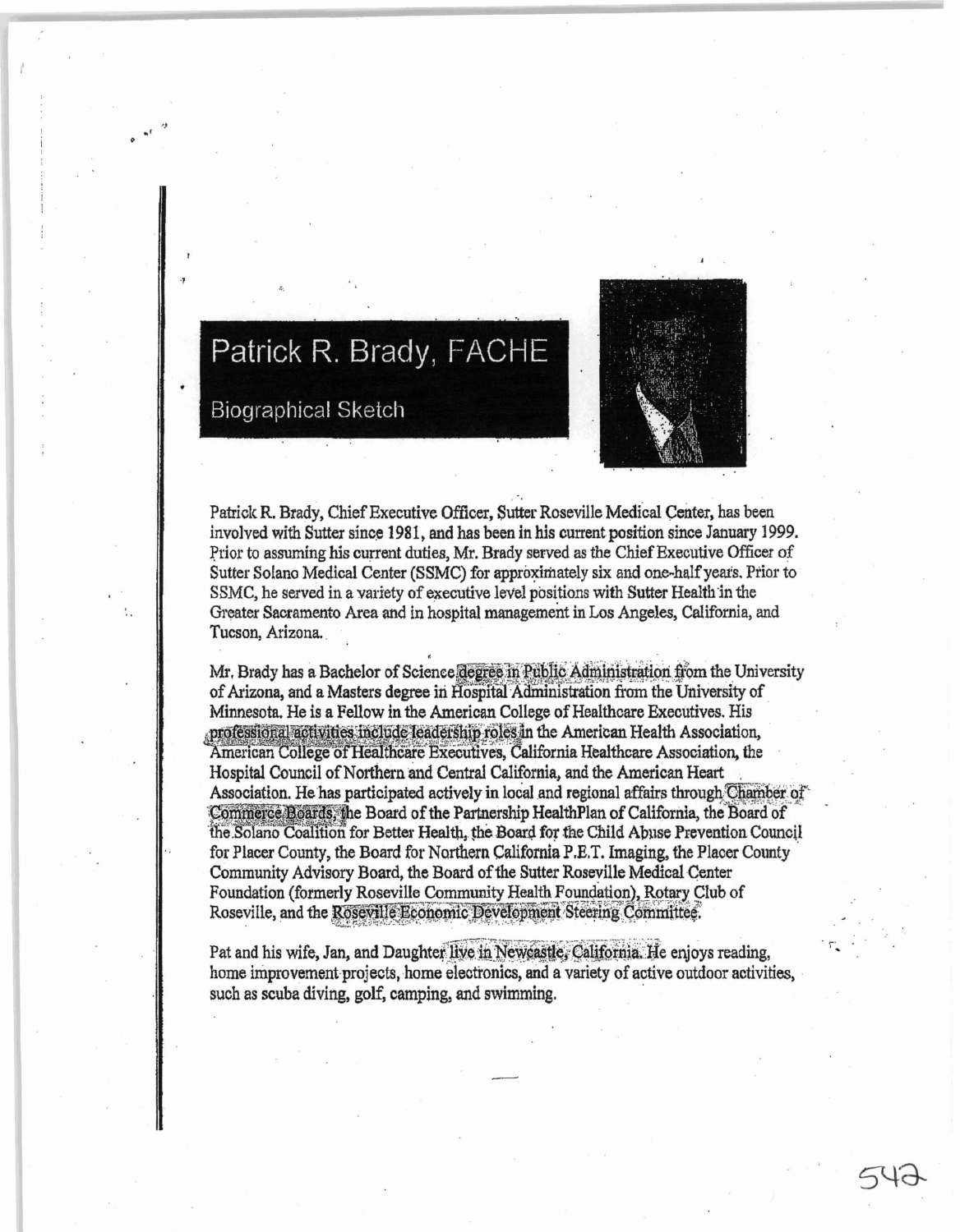# Patrick R. Brady, FACHE

## Biographical Sketch

Patrick R. Brady, Chief Executive Officer, Sutter Roseville Medical Center, has been involved with Sutter since 1981, and has been in his current position since January 1999. Prior to assuming his current duties, Mr. Brady served as the Chief Executive Officer of Sutter Solano Medical Center (SSMC) for approximately six and one-half years. Prior to SSMC, he served in a variety of executive level positions with Sutter Health in the Greater Sacramento Area and in hospital management in Los Angeles, California, and Tucson, Arizona.

Mr. Brady has a Bachelor of Science degree in Public Administration from the University of Arizona, and a Masters degree in Hospital Administration from the University of Minnesota. He is a Fellow in the American College of Healthcare Executives. His professional activities include leadership roles in the American Health Association, American College of Healthcare Executives, California Healthcare Association, the Hospital Council of Northern and Central California, and the American Heart Association. He has participated actively in local and regional affairs through Chamber of Commerce Boards, the Board of the Partnership HealthPlan of California, the Board of the Solano Coalition for Better Health, the Board for the Child Abuse Prevention Council for Placer County, the Board for Northern California P.E.T. Imaging, the Placer County Community Advisory Board, the Board of the Sutter Roseville Medical Center Foundation (formerly Roseville Community Health Foundation), Rotary Club of Roseville, and the Roseville Economic Development Steering Committee.

Pat and his wife, Jan, and Daughter live in Newcastle, California. He enjoys reading, home improvement projects, home electronics, and a variety of active outdoor activities, such as scuba diving, golf, camping, and swimming.